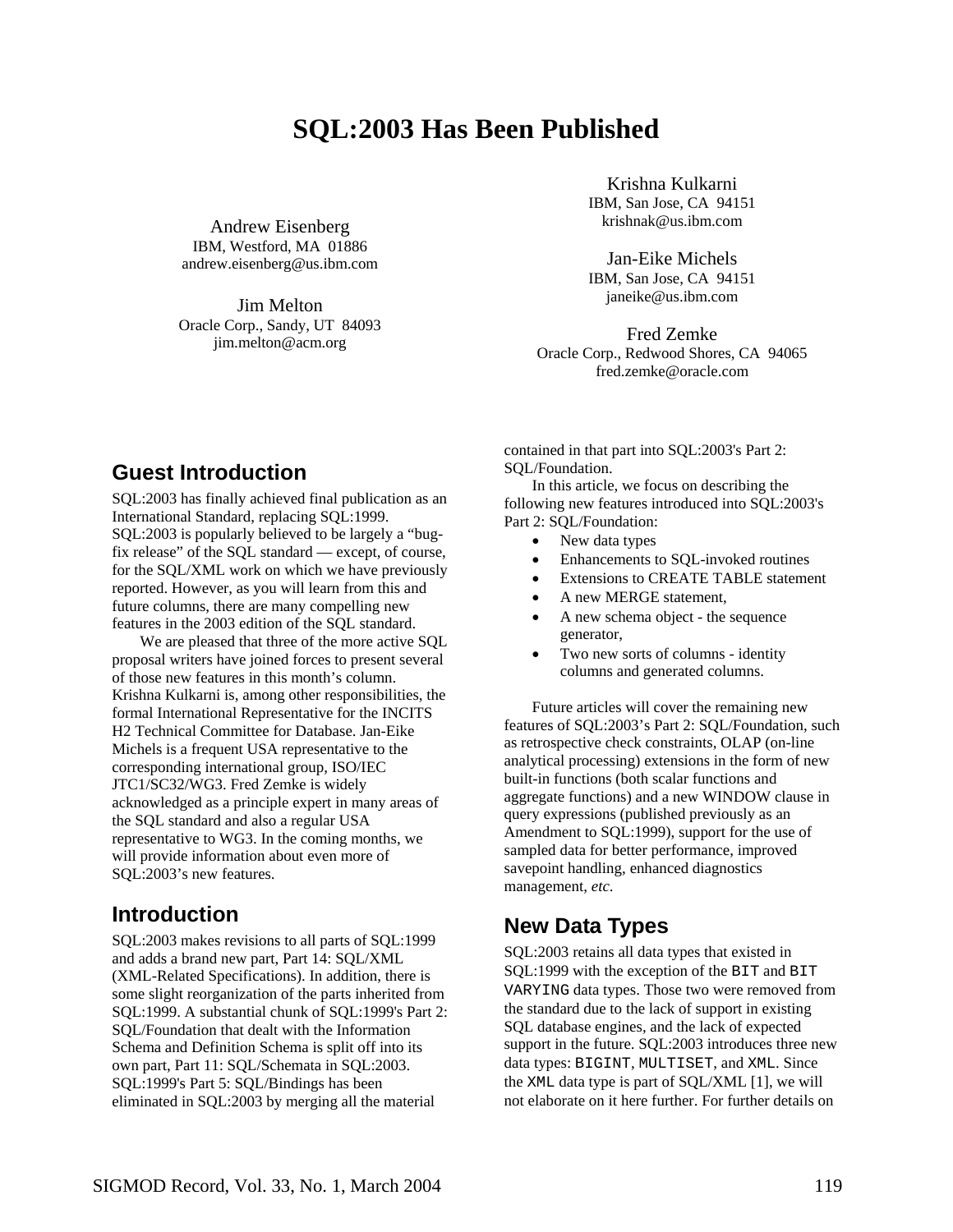# SQL:2003 Has Been Published

Andrew Eisenberg
IBM, Westford, MA 01886
andrew.eisenberg@us.ibm.com

Jim Melton
Oracle Corp., Sandy, UT 84093
jim.melton@acm.org

Krishna Kulkarni
IBM, San Jose, CA 94151
krishnak@us.ibm.com

Jan-Eike Michels
IBM, San Jose, CA 94151
janeike@us.ibm.com

Fred Zemke
Oracle Corp., Redwood Shores, CA 94065
fred.zemke@oracle.com

## Guest Introduction

SQL:2003 has finally achieved final publication as an International Standard, replacing SQL:1999. SQL:2003 is popularly believed to be largely a "bug-fix release" of the SQL standard — except, of course, for the SQL/XML work on which we have previously reported. However, as you will learn from this and future columns, there are many compelling new features in the 2003 edition of the SQL standard.

We are pleased that three of the more active SQL proposal writers have joined forces to present several of those new features in this month's column. Krishna Kulkarni is, among other responsibilities, the formal International Representative for the INCITS H2 Technical Committee for Database. Jan-Eike Michels is a frequent USA representative to the corresponding international group, ISO/IEC JTC1/SC32/WG3. Fred Zemke is widely acknowledged as a principle expert in many areas of the SQL standard and also a regular USA representative to WG3. In the coming months, we will provide information about even more of SQL:2003's new features.

## Introduction

SQL:2003 makes revisions to all parts of SQL:1999 and adds a brand new part, Part 14: SQL/XML (XML-Related Specifications). In addition, there is some slight reorganization of the parts inherited from SQL:1999. A substantial chunk of SQL:1999's Part 2: SQL/Foundation that dealt with the Information Schema and Definition Schema is split off into its own part, Part 11: SQL/Schemata in SQL:2003. SQL:1999's Part 5: SQL/Bindings has been eliminated in SQL:2003 by merging all the material contained in that part into SQL:2003's Part 2: SQL/Foundation.

In this article, we focus on describing the following new features introduced into SQL:2003's Part 2: SQL/Foundation:

- New data types
- Enhancements to SQL-invoked routines
- Extensions to CREATE TABLE statement
- A new MERGE statement,
- A new schema object - the sequence generator,
- Two new sorts of columns - identity columns and generated columns.

Future articles will cover the remaining new features of SQL:2003's Part 2: SQL/Foundation, such as retrospective check constraints, OLAP (on-line analytical processing) extensions in the form of new built-in functions (both scalar functions and aggregate functions) and a new WINDOW clause in query expressions (published previously as an Amendment to SQL:1999), support for the use of sampled data for better performance, improved savepoint handling, enhanced diagnostics management, *etc*.

## New Data Types

SQL:2003 retains all data types that existed in SQL:1999 with the exception of the `BIT` and `BIT VARYING` data types. Those two were removed from the standard due to the lack of support in existing SQL database engines, and the lack of expected support in the future. SQL:2003 introduces three new data types: `BIGINT`, `MULTISET`, and `XML`. Since the `XML` data type is part of SQL/XML [1], we will not elaborate on it here further. For further details on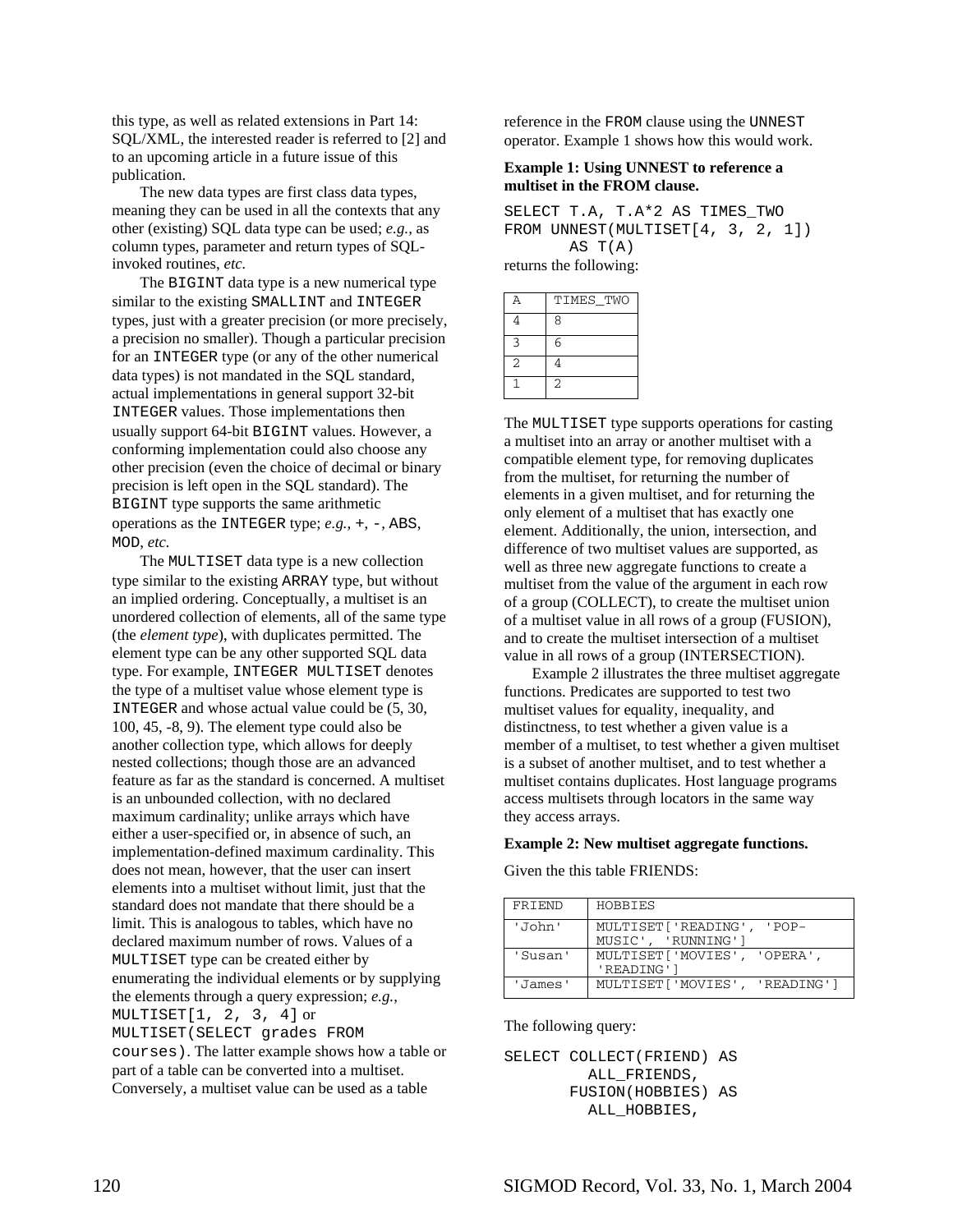this type, as well as related extensions in Part 14: SQL/XML, the interested reader is referred to [2] and to an upcoming article in a future issue of this publication.

The new data types are first class data types, meaning they can be used in all the contexts that any other (existing) SQL data type can be used; *e.g.*, as column types, parameter and return types of SQL-invoked routines, *etc.*

The `BIGINT` data type is a new numerical type similar to the existing `SMALLINT` and `INTEGER` types, just with a greater precision (or more precisely, a precision no smaller). Though a particular precision for an `INTEGER` type (or any of the other numerical data types) is not mandated in the SQL standard, actual implementations in general support 32-bit `INTEGER` values. Those implementations then usually support 64-bit `BIGINT` values. However, a conforming implementation could also choose any other precision (even the choice of decimal or binary precision is left open in the SQL standard). The `BIGINT` type supports the same arithmetic operations as the `INTEGER` type; *e.g.*, `+`, `-`, `ABS`, `MOD`, *etc.*

The `MULTISET` data type is a new collection type similar to the existing `ARRAY` type, but without an implied ordering. Conceptually, a multiset is an unordered collection of elements, all of the same type (the *element type*), with duplicates permitted. The element type can be any other supported SQL data type. For example, `INTEGER MULTISET` denotes the type of a multiset value whose element type is `INTEGER` and whose actual value could be (5, 30, 100, 45, -8, 9). The element type could also be another collection type, which allows for deeply nested collections; though those are an advanced feature as far as the standard is concerned. A multiset is an unbounded collection, with no declared maximum cardinality; unlike arrays which have either a user-specified or, in absence of such, an implementation-defined maximum cardinality. This does not mean, however, that the user can insert elements into a multiset without limit, just that the standard does not mandate that there should be a limit. This is analogous to tables, which have no declared maximum number of rows. Values of a `MULTISET` type can be created either by enumerating the individual elements or by supplying the elements through a query expression; *e.g.*, `MULTISET[1, 2, 3, 4]` or `MULTISET(SELECT grades FROM courses)`. The latter example shows how a table or part of a table can be converted into a multiset. Conversely, a multiset value can be used as a table reference in the `FROM` clause using the `UNNEST` operator. Example 1 shows how this would work.

**Example 1: Using UNNEST to reference a multiset in the FROM clause.**

```
SELECT T.A, T.A*2 AS TIMES_TWO
FROM UNNEST(MULTISET[4, 3, 2, 1])
       AS T(A)
```

returns the following:

| A | TIMES_TWO |
|---|---|
| 4 | 8 |
| 3 | 6 |
| 2 | 4 |
| 1 | 2 |

The `MULTISET` type supports operations for casting a multiset into an array or another multiset with a compatible element type, for removing duplicates from the multiset, for returning the number of elements in a given multiset, and for returning the only element of a multiset that has exactly one element. Additionally, the union, intersection, and difference of two multiset values are supported, as well as three new aggregate functions to create a multiset from the value of the argument in each row of a group (COLLECT), to create the multiset union of a multiset value in all rows of a group (FUSION), and to create the multiset intersection of a multiset value in all rows of a group (INTERSECTION).

Example 2 illustrates the three multiset aggregate functions. Predicates are supported to test two multiset values for equality, inequality, and distinctness, to test whether a given value is a member of a multiset, to test whether a given multiset is a subset of another multiset, and to test whether a multiset contains duplicates. Host language programs access multisets through locators in the same way they access arrays.

**Example 2: New multiset aggregate functions.**

Given the this table FRIENDS:

| FRIEND | HOBBIES |
|---|---|
| 'John' | MULTISET['READING', 'POP-MUSIC', 'RUNNING'] |
| 'Susan' | MULTISET['MOVIES', 'OPERA', 'READING'] |
| 'James' | MULTISET['MOVIES', 'READING'] |

The following query:

```
SELECT COLLECT(FRIEND) AS
         ALL_FRIENDS,
       FUSION(HOBBIES) AS
         ALL_HOBBIES,
```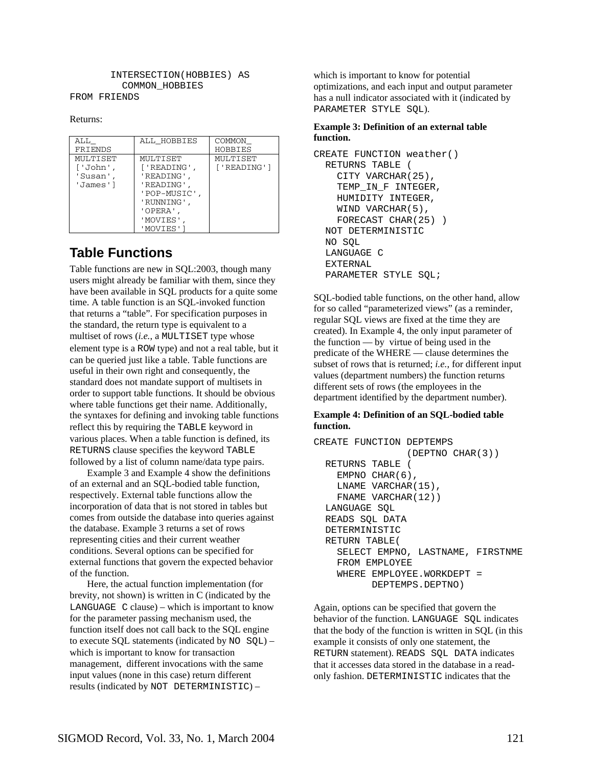```
       INTERSECTION(HOBBIES) AS
         COMMON_HOBBIES
FROM FRIENDS
```

Returns:

| ALL_ FRIENDS | ALL_HOBBIES | COMMON_ HOBBIES |
|---|---|---|
| MULTISET ['John', 'Susan', 'James'] | MULTISET ['READING', 'READING', 'READING', 'POP-MUSIC', 'RUNNING', 'OPERA', 'MOVIES', 'MOVIES'] | MULTISET ['READING'] |

## Table Functions

Table functions are new in SQL:2003, though many users might already be familiar with them, since they have been available in SQL products for a quite some time. A table function is an SQL-invoked function that returns a "table". For specification purposes in the standard, the return type is equivalent to a multiset of rows (*i.e.*, a `MULTISET` type whose element type is a `ROW` type) and not a real table, but it can be queried just like a table. Table functions are useful in their own right and consequently, the standard does not mandate support of multisets in order to support table functions. It should be obvious where table functions get their name. Additionally, the syntaxes for defining and invoking table functions reflect this by requiring the `TABLE` keyword in various places. When a table function is defined, its `RETURNS` clause specifies the keyword `TABLE` followed by a list of column name/data type pairs.

Example 3 and Example 4 show the definitions of an external and an SQL-bodied table function, respectively. External table functions allow the incorporation of data that is not stored in tables but comes from outside the database into queries against the database. Example 3 returns a set of rows representing cities and their current weather conditions. Several options can be specified for external functions that govern the expected behavior of the function.

Here, the actual function implementation (for brevity, not shown) is written in C (indicated by the `LANGUAGE C` clause) – which is important to know for the parameter passing mechanism used, the function itself does not call back to the SQL engine to execute SQL statements (indicated by `NO SQL`) – which is important to know for transaction management, different invocations with the same input values (none in this case) return different results (indicated by `NOT DETERMINISTIC`) – which is important to know for potential optimizations, and each input and output parameter has a null indicator associated with it (indicated by `PARAMETER STYLE SQL`).

**Example 3: Definition of an external table function.**

```
CREATE FUNCTION weather()
  RETURNS TABLE (
    CITY VARCHAR(25),
    TEMP_IN_F INTEGER,
    HUMIDITY INTEGER,
    WIND VARCHAR(5),
    FORECAST CHAR(25) )
  NOT DETERMINISTIC
  NO SQL
  LANGUAGE C
  EXTERNAL
  PARAMETER STYLE SQL;
```

SQL-bodied table functions, on the other hand, allow for so called "parameterized views" (as a reminder, regular SQL views are fixed at the time they are created). In Example 4, the only input parameter of the function — by virtue of being used in the predicate of the WHERE — clause determines the subset of rows that is returned; *i.e.*, for different input values (department numbers) the function returns different sets of rows (the employees in the department identified by the department number).

**Example 4: Definition of an SQL-bodied table function.**

```
CREATE FUNCTION DEPTEMPS
                (DEPTNO CHAR(3))
  RETURNS TABLE (
    EMPNO CHAR(6),
    LNAME VARCHAR(15),
    FNAME VARCHAR(12))
  LANGUAGE SQL
  READS SQL DATA
  DETERMINISTIC
  RETURN TABLE(
    SELECT EMPNO, LASTNAME, FIRSTNME
    FROM EMPLOYEE
    WHERE EMPLOYEE.WORKDEPT =
          DEPTEMPS.DEPTNO)
```

Again, options can be specified that govern the behavior of the function. `LANGUAGE SQL` indicates that the body of the function is written in SQL (in this example it consists of only one statement, the `RETURN` statement). `READS SQL DATA` indicates that it accesses data stored in the database in a read-only fashion. `DETERMINISTIC` indicates that the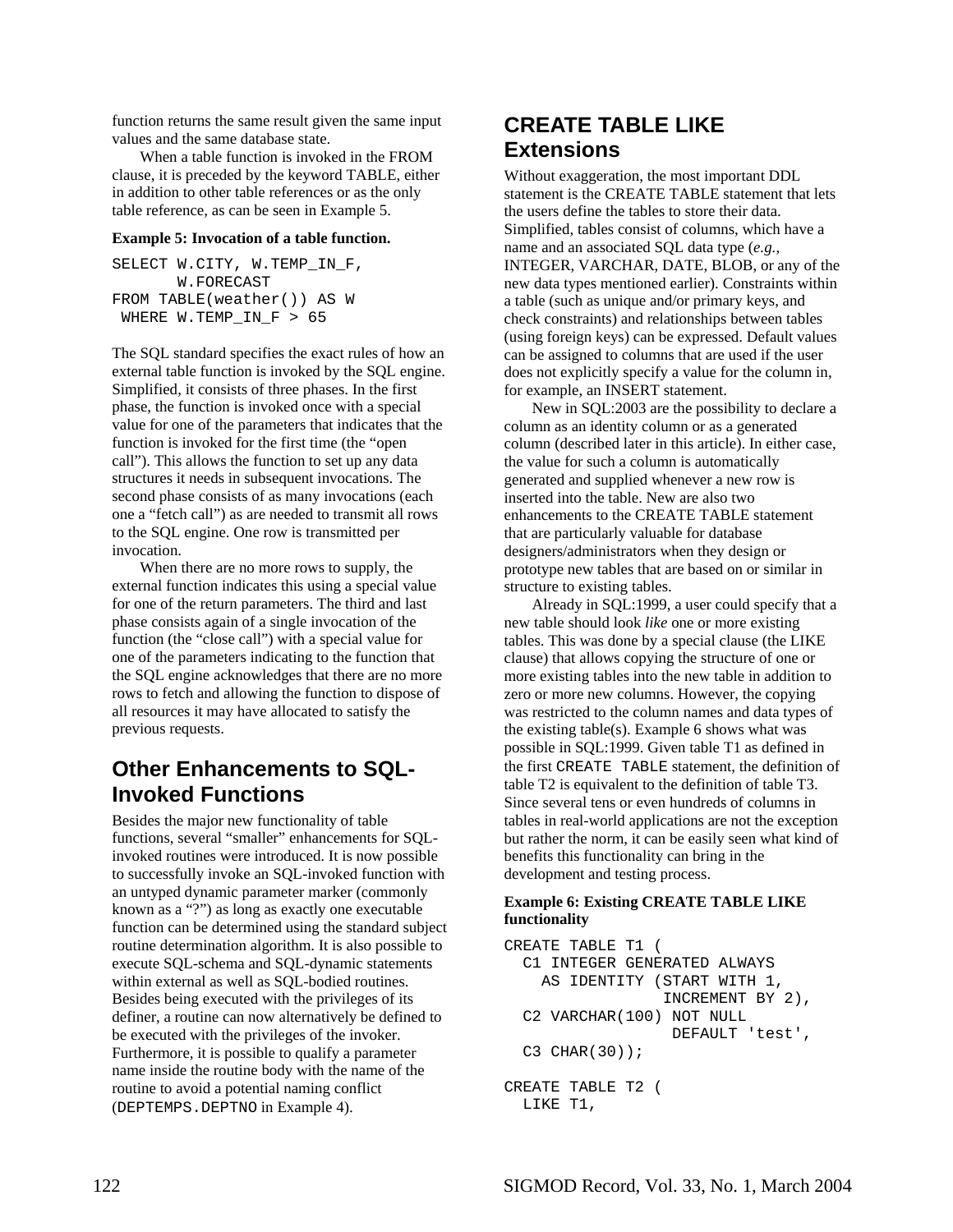function returns the same result given the same input values and the same database state.

When a table function is invoked in the FROM clause, it is preceded by the keyword TABLE, either in addition to other table references or as the only table reference, as can be seen in Example 5.

**Example 5: Invocation of a table function.**

```
SELECT W.CITY, W.TEMP_IN_F,
       W.FORECAST
FROM TABLE(weather()) AS W
 WHERE W.TEMP_IN_F > 65
```

The SQL standard specifies the exact rules of how an external table function is invoked by the SQL engine. Simplified, it consists of three phases. In the first phase, the function is invoked once with a special value for one of the parameters that indicates that the function is invoked for the first time (the "open call"). This allows the function to set up any data structures it needs in subsequent invocations. The second phase consists of as many invocations (each one a "fetch call") as are needed to transmit all rows to the SQL engine. One row is transmitted per invocation.

When there are no more rows to supply, the external function indicates this using a special value for one of the return parameters. The third and last phase consists again of a single invocation of the function (the "close call") with a special value for one of the parameters indicating to the function that the SQL engine acknowledges that there are no more rows to fetch and allowing the function to dispose of all resources it may have allocated to satisfy the previous requests.

## Other Enhancements to SQL-Invoked Functions

Besides the major new functionality of table functions, several "smaller" enhancements for SQL-invoked routines were introduced. It is now possible to successfully invoke an SQL-invoked function with an untyped dynamic parameter marker (commonly known as a "?") as long as exactly one executable function can be determined using the standard subject routine determination algorithm. It is also possible to execute SQL-schema and SQL-dynamic statements within external as well as SQL-bodied routines. Besides being executed with the privileges of its definer, a routine can now alternatively be defined to be executed with the privileges of the invoker. Furthermore, it is possible to qualify a parameter name inside the routine body with the name of the routine to avoid a potential naming conflict (`DEPTEMPS.DEPTNO` in Example 4).

## CREATE TABLE LIKE Extensions

Without exaggeration, the most important DDL statement is the CREATE TABLE statement that lets the users define the tables to store their data. Simplified, tables consist of columns, which have a name and an associated SQL data type (*e.g.*, INTEGER, VARCHAR, DATE, BLOB, or any of the new data types mentioned earlier). Constraints within a table (such as unique and/or primary keys, and check constraints) and relationships between tables (using foreign keys) can be expressed. Default values can be assigned to columns that are used if the user does not explicitly specify a value for the column in, for example, an INSERT statement.

New in SQL:2003 are the possibility to declare a column as an identity column or as a generated column (described later in this article). In either case, the value for such a column is automatically generated and supplied whenever a new row is inserted into the table. New are also two enhancements to the CREATE TABLE statement that are particularly valuable for database designers/administrators when they design or prototype new tables that are based on or similar in structure to existing tables.

Already in SQL:1999, a user could specify that a new table should look *like* one or more existing tables. This was done by a special clause (the LIKE clause) that allows copying the structure of one or more existing tables into the new table in addition to zero or more new columns. However, the copying was restricted to the column names and data types of the existing table(s). Example 6 shows what was possible in SQL:1999. Given table T1 as defined in the first `CREATE TABLE` statement, the definition of table T2 is equivalent to the definition of table T3. Since several tens or even hundreds of columns in tables in real-world applications are not the exception but rather the norm, it can be easily seen what kind of benefits this functionality can bring in the development and testing process.

**Example 6: Existing CREATE TABLE LIKE functionality**

```
CREATE TABLE T1 (
  C1 INTEGER GENERATED ALWAYS
    AS IDENTITY (START WITH 1,
                 INCREMENT BY 2),
  C2 VARCHAR(100) NOT NULL
                  DEFAULT 'test',
  C3 CHAR(30));

CREATE TABLE T2 (
  LIKE T1,
```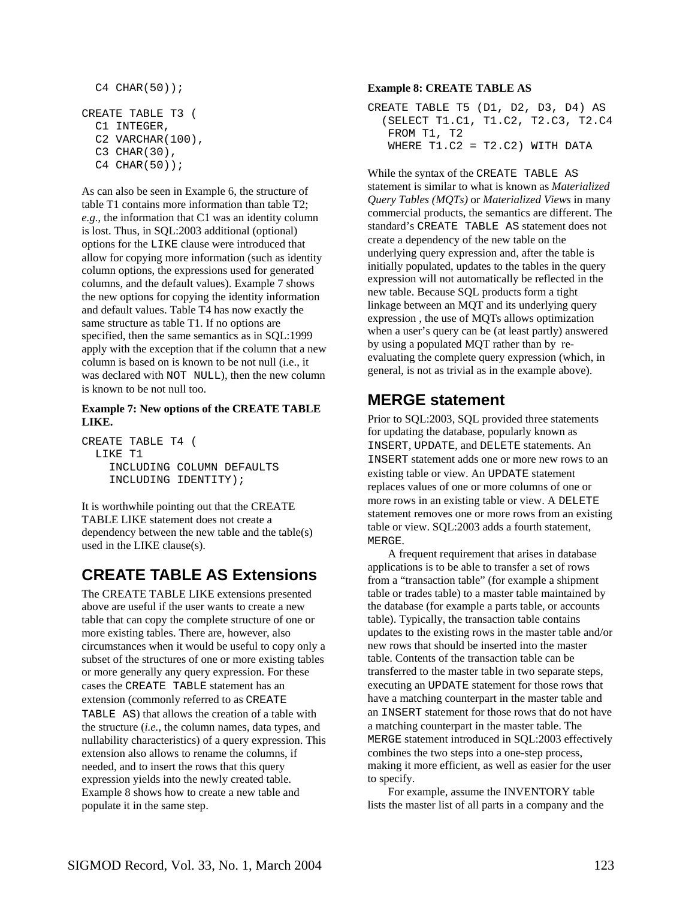```
  C4 CHAR(50));

CREATE TABLE T3 (
  C1 INTEGER,
  C2 VARCHAR(100),
  C3 CHAR(30),
  C4 CHAR(50));
```

As can also be seen in Example 6, the structure of table T1 contains more information than table T2; *e.g.*, the information that C1 was an identity column is lost. Thus, in SQL:2003 additional (optional) options for the `LIKE` clause were introduced that allow for copying more information (such as identity column options, the expressions used for generated columns, and the default values). Example 7 shows the new options for copying the identity information and default values. Table T4 has now exactly the same structure as table T1. If no options are specified, then the same semantics as in SQL:1999 apply with the exception that if the column that a new column is based on is known to be not null (i.e., it was declared with `NOT NULL`), then the new column is known to be not null too.

**Example 7: New options of the CREATE TABLE LIKE.**

```
CREATE TABLE T4 (
  LIKE T1
    INCLUDING COLUMN DEFAULTS
    INCLUDING IDENTITY);
```

It is worthwhile pointing out that the CREATE TABLE LIKE statement does not create a dependency between the new table and the table(s) used in the LIKE clause(s).

## CREATE TABLE AS Extensions

The CREATE TABLE LIKE extensions presented above are useful if the user wants to create a new table that can copy the complete structure of one or more existing tables. There are, however, also circumstances when it would be useful to copy only a subset of the structures of one or more existing tables or more generally any query expression. For these cases the `CREATE TABLE` statement has an extension (commonly referred to as `CREATE TABLE AS`) that allows the creation of a table with the structure (*i.e.*, the column names, data types, and nullability characteristics) of a query expression. This extension also allows to rename the columns, if needed, and to insert the rows that this query expression yields into the newly created table. Example 8 shows how to create a new table and populate it in the same step.

**Example 8: CREATE TABLE AS**

```
CREATE TABLE T5 (D1, D2, D3, D4) AS
  (SELECT T1.C1, T1.C2, T2.C3, T2.C4
   FROM T1, T2
   WHERE T1.C2 = T2.C2) WITH DATA
```

While the syntax of the `CREATE TABLE AS` statement is similar to what is known as *Materialized Query Tables (MQTs)* or *Materialized Views* in many commercial products, the semantics are different. The standard's `CREATE TABLE AS` statement does not create a dependency of the new table on the underlying query expression and, after the table is initially populated, updates to the tables in the query expression will not automatically be reflected in the new table. Because SQL products form a tight linkage between an MQT and its underlying query expression , the use of MQTs allows optimization when a user's query can be (at least partly) answered by using a populated MQT rather than by re-evaluating the complete query expression (which, in general, is not as trivial as in the example above).

## MERGE statement

Prior to SQL:2003, SQL provided three statements for updating the database, popularly known as `INSERT`, `UPDATE`, and `DELETE` statements. An `INSERT` statement adds one or more new rows to an existing table or view. An `UPDATE` statement replaces values of one or more columns of one or more rows in an existing table or view. A `DELETE` statement removes one or more rows from an existing table or view. SQL:2003 adds a fourth statement, `MERGE`.

A frequent requirement that arises in database applications is to be able to transfer a set of rows from a "transaction table" (for example a shipment table or trades table) to a master table maintained by the database (for example a parts table, or accounts table). Typically, the transaction table contains updates to the existing rows in the master table and/or new rows that should be inserted into the master table. Contents of the transaction table can be transferred to the master table in two separate steps, executing an `UPDATE` statement for those rows that have a matching counterpart in the master table and an `INSERT` statement for those rows that do not have a matching counterpart in the master table. The `MERGE` statement introduced in SQL:2003 effectively combines the two steps into a one-step process, making it more efficient, as well as easier for the user to specify.

For example, assume the INVENTORY table lists the master list of all parts in a company and the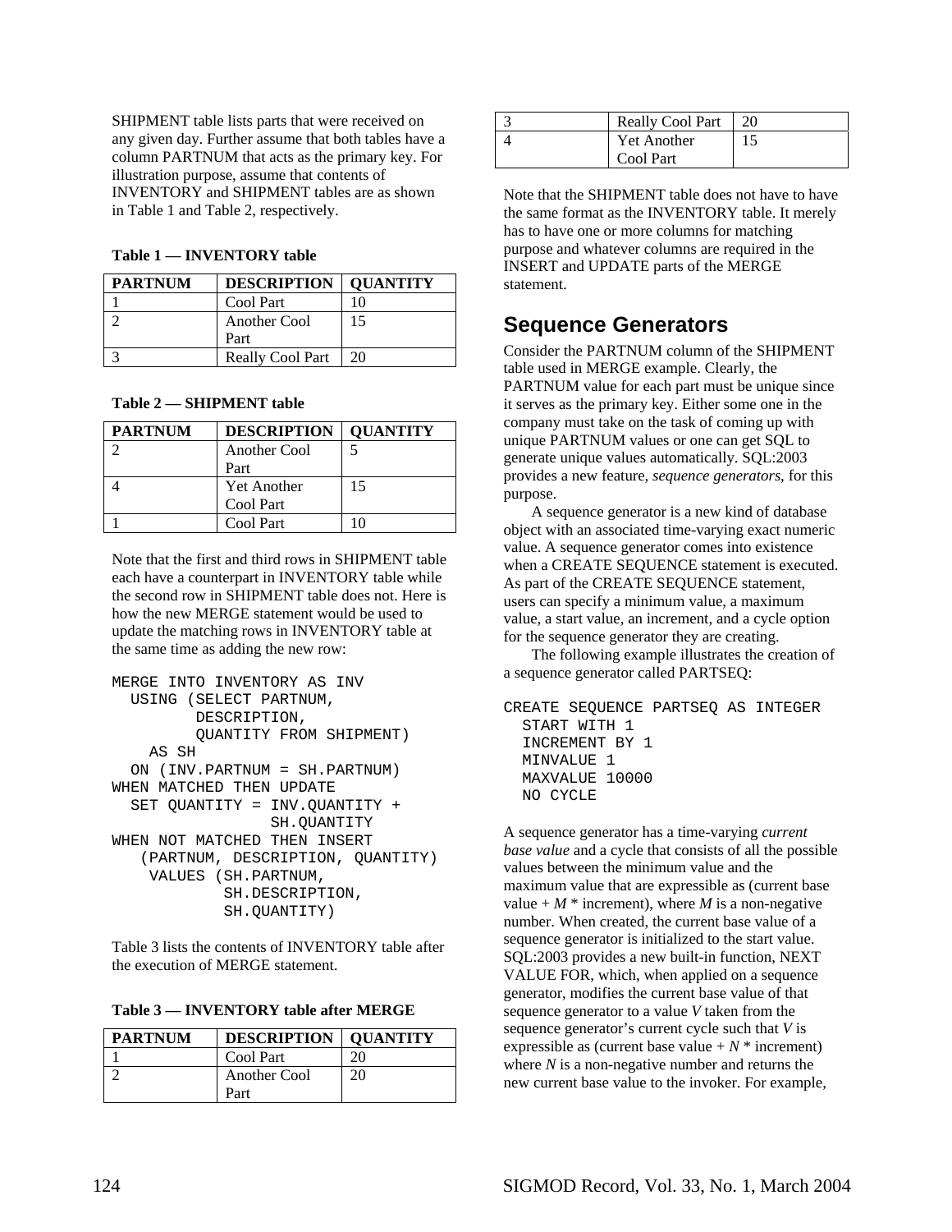SHIPMENT table lists parts that were received on any given day. Further assume that both tables have a column PARTNUM that acts as the primary key. For illustration purpose, assume that contents of INVENTORY and SHIPMENT tables are as shown in Table 1 and Table 2, respectively.

**Table 1 — INVENTORY table**

| PARTNUM | DESCRIPTION | QUANTITY |
|---|---|---|
| 1 | Cool Part | 10 |
| 2 | Another Cool Part | 15 |
| 3 | Really Cool Part | 20 |

**Table 2 — SHIPMENT table**

| PARTNUM | DESCRIPTION | QUANTITY |
|---|---|---|
| 2 | Another Cool Part | 5 |
| 4 | Yet Another Cool Part | 15 |
| 1 | Cool Part | 10 |

Note that the first and third rows in SHIPMENT table each have a counterpart in INVENTORY table while the second row in SHIPMENT table does not. Here is how the new MERGE statement would be used to update the matching rows in INVENTORY table at the same time as adding the new row:

```
MERGE INTO INVENTORY AS INV
  USING (SELECT PARTNUM,
         DESCRIPTION,
         QUANTITY FROM SHIPMENT)
    AS SH
  ON (INV.PARTNUM = SH.PARTNUM)
WHEN MATCHED THEN UPDATE
  SET QUANTITY = INV.QUANTITY +
               SH.QUANTITY
WHEN NOT MATCHED THEN INSERT
   (PARTNUM, DESCRIPTION, QUANTITY)
    VALUES (SH.PARTNUM,
           SH.DESCRIPTION,
           SH.QUANTITY)
```

Table 3 lists the contents of INVENTORY table after the execution of MERGE statement.

**Table 3 — INVENTORY table after MERGE**

| PARTNUM | DESCRIPTION | QUANTITY |
|---|---|---|
| 1 | Cool Part | 20 |
| 2 | Another Cool Part | 20 |
| 3 | Really Cool Part | 20 |
| 4 | Yet Another Cool Part | 15 |

Note that the SHIPMENT table does not have to have the same format as the INVENTORY table. It merely has to have one or more columns for matching purpose and whatever columns are required in the INSERT and UPDATE parts of the MERGE statement.

## Sequence Generators

Consider the PARTNUM column of the SHIPMENT table used in MERGE example. Clearly, the PARTNUM value for each part must be unique since it serves as the primary key. Either some one in the company must take on the task of coming up with unique PARTNUM values or one can get SQL to generate unique values automatically. SQL:2003 provides a new feature, *sequence generators*, for this purpose.

A sequence generator is a new kind of database object with an associated time-varying exact numeric value. A sequence generator comes into existence when a CREATE SEQUENCE statement is executed. As part of the CREATE SEQUENCE statement, users can specify a minimum value, a maximum value, a start value, an increment, and a cycle option for the sequence generator they are creating.

The following example illustrates the creation of a sequence generator called PARTSEQ:

```
CREATE SEQUENCE PARTSEQ AS INTEGER
  START WITH 1
  INCREMENT BY 1
  MINVALUE 1
  MAXVALUE 10000
  NO CYCLE
```

A sequence generator has a time-varying *current base value* and a cycle that consists of all the possible values between the minimum value and the maximum value that are expressible as (current base value + $M$ * increment), where $M$ is a non-negative number. When created, the current base value of a sequence generator is initialized to the start value. SQL:2003 provides a new built-in function, NEXT VALUE FOR, which, when applied on a sequence generator, modifies the current base value of that sequence generator to a value $V$ taken from the sequence generator's current cycle such that $V$ is expressible as (current base value + $N$ * increment) where $N$ is a non-negative number and returns the new current base value to the invoker. For example,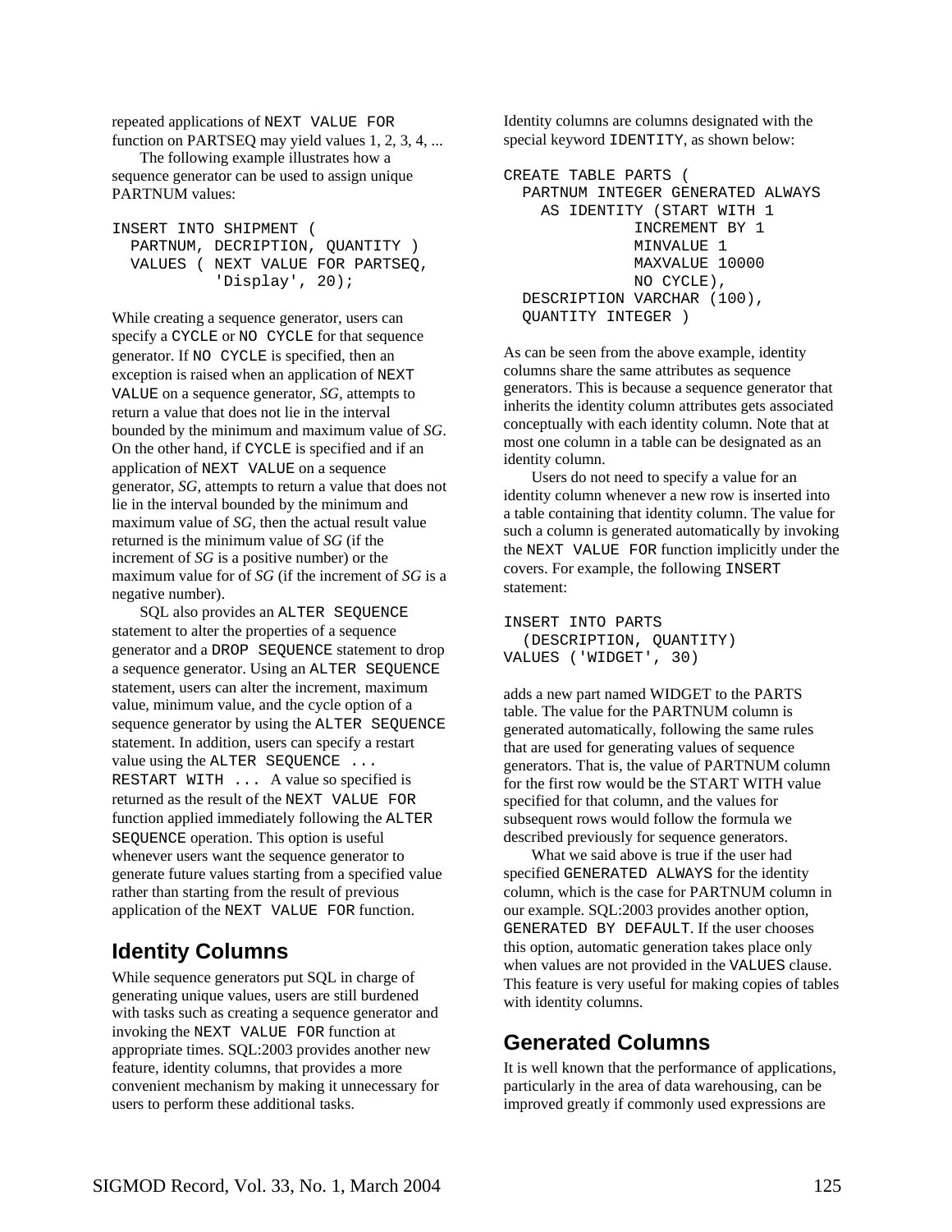repeated applications of `NEXT VALUE FOR` function on PARTSEQ may yield values 1, 2, 3, 4, ...

The following example illustrates how a sequence generator can be used to assign unique PARTNUM values:

```
INSERT INTO SHIPMENT (
  PARTNUM, DECRIPTION, QUANTITY )
  VALUES ( NEXT VALUE FOR PARTSEQ,
           'Display', 20);
```

While creating a sequence generator, users can specify a `CYCLE` or `NO CYCLE` for that sequence generator. If `NO CYCLE` is specified, then an exception is raised when an application of `NEXT VALUE` on a sequence generator, *SG*, attempts to return a value that does not lie in the interval bounded by the minimum and maximum value of *SG*. On the other hand, if `CYCLE` is specified and if an application of `NEXT VALUE` on a sequence generator, *SG*, attempts to return a value that does not lie in the interval bounded by the minimum and maximum value of *SG*, then the actual result value returned is the minimum value of *SG* (if the increment of *SG* is a positive number) or the maximum value for of *SG* (if the increment of *SG* is a negative number).

SQL also provides an `ALTER SEQUENCE` statement to alter the properties of a sequence generator and a `DROP SEQUENCE` statement to drop a sequence generator. Using an `ALTER SEQUENCE` statement, users can alter the increment, maximum value, minimum value, and the cycle option of a sequence generator by using the `ALTER SEQUENCE` statement. In addition, users can specify a restart value using the `ALTER SEQUENCE ... RESTART WITH ...` A value so specified is returned as the result of the `NEXT VALUE FOR` function applied immediately following the `ALTER SEQUENCE` operation. This option is useful whenever users want the sequence generator to generate future values starting from a specified value rather than starting from the result of previous application of the `NEXT VALUE FOR` function.

## Identity Columns

While sequence generators put SQL in charge of generating unique values, users are still burdened with tasks such as creating a sequence generator and invoking the `NEXT VALUE FOR` function at appropriate times. SQL:2003 provides another new feature, identity columns, that provides a more convenient mechanism by making it unnecessary for users to perform these additional tasks.

Identity columns are columns designated with the special keyword `IDENTITY`, as shown below:

```
CREATE TABLE PARTS (
  PARTNUM INTEGER GENERATED ALWAYS
    AS IDENTITY (START WITH 1
              INCREMENT BY 1
              MINVALUE 1
              MAXVALUE 10000
              NO CYCLE),
  DESCRIPTION VARCHAR (100),
  QUANTITY INTEGER )
```

As can be seen from the above example, identity columns share the same attributes as sequence generators. This is because a sequence generator that inherits the identity column attributes gets associated conceptually with each identity column. Note that at most one column in a table can be designated as an identity column.

Users do not need to specify a value for an identity column whenever a new row is inserted into a table containing that identity column. The value for such a column is generated automatically by invoking the `NEXT VALUE FOR` function implicitly under the covers. For example, the following `INSERT` statement:

```
INSERT INTO PARTS
  (DESCRIPTION, QUANTITY)
VALUES ('WIDGET', 30)
```

adds a new part named WIDGET to the PARTS table. The value for the PARTNUM column is generated automatically, following the same rules that are used for generating values of sequence generators. That is, the value of PARTNUM column for the first row would be the START WITH value specified for that column, and the values for subsequent rows would follow the formula we described previously for sequence generators.

What we said above is true if the user had specified `GENERATED ALWAYS` for the identity column, which is the case for PARTNUM column in our example. SQL:2003 provides another option, `GENERATED BY DEFAULT`. If the user chooses this option, automatic generation takes place only when values are not provided in the `VALUES` clause. This feature is very useful for making copies of tables with identity columns.

## Generated Columns

It is well known that the performance of applications, particularly in the area of data warehousing, can be improved greatly if commonly used expressions are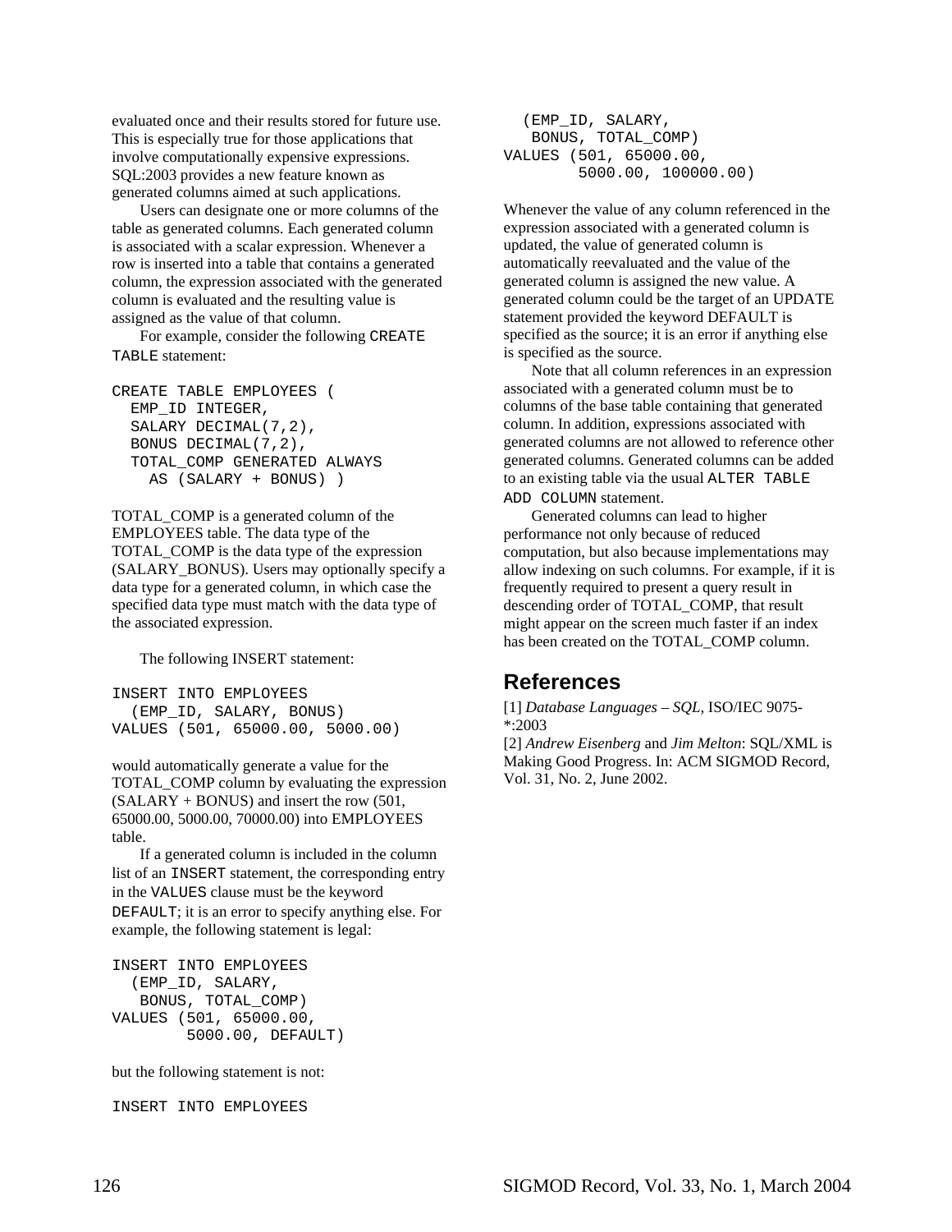evaluated once and their results stored for future use. This is especially true for those applications that involve computationally expensive expressions. SQL:2003 provides a new feature known as generated columns aimed at such applications.

Users can designate one or more columns of the table as generated columns. Each generated column is associated with a scalar expression. Whenever a row is inserted into a table that contains a generated column, the expression associated with the generated column is evaluated and the resulting value is assigned as the value of that column.

For example, consider the following `CREATE TABLE` statement:

```
CREATE TABLE EMPLOYEES (
  EMP_ID INTEGER,
  SALARY DECIMAL(7,2),
  BONUS DECIMAL(7,2),
  TOTAL_COMP GENERATED ALWAYS
    AS (SALARY + BONUS) )
```

TOTAL_COMP is a generated column of the EMPLOYEES table. The data type of the TOTAL_COMP is the data type of the expression (SALARY_BONUS). Users may optionally specify a data type for a generated column, in which case the specified data type must match with the data type of the associated expression.

The following INSERT statement:

```
INSERT INTO EMPLOYEES
  (EMP_ID, SALARY, BONUS)
VALUES (501, 65000.00, 5000.00)
```

would automatically generate a value for the TOTAL_COMP column by evaluating the expression (SALARY + BONUS) and insert the row (501, 65000.00, 5000.00, 70000.00) into EMPLOYEES table.

If a generated column is included in the column list of an `INSERT` statement, the corresponding entry in the `VALUES` clause must be the keyword `DEFAULT`; it is an error to specify anything else. For example, the following statement is legal:

```
INSERT INTO EMPLOYEES
  (EMP_ID, SALARY,
   BONUS, TOTAL_COMP)
VALUES (501, 65000.00,
        5000.00, DEFAULT)
```

but the following statement is not:

```
INSERT INTO EMPLOYEES
  (EMP_ID, SALARY,
   BONUS, TOTAL_COMP)
VALUES (501, 65000.00,
        5000.00, 100000.00)
```

Whenever the value of any column referenced in the expression associated with a generated column is updated, the value of generated column is automatically reevaluated and the value of the generated column is assigned the new value. A generated column could be the target of an UPDATE statement provided the keyword DEFAULT is specified as the source; it is an error if anything else is specified as the source.

Note that all column references in an expression associated with a generated column must be to columns of the base table containing that generated column. In addition, expressions associated with generated columns are not allowed to reference other generated columns. Generated columns can be added to an existing table via the usual `ALTER TABLE ADD COLUMN` statement.

Generated columns can lead to higher performance not only because of reduced computation, but also because implementations may allow indexing on such columns. For example, if it is frequently required to present a query result in descending order of TOTAL_COMP, that result might appear on the screen much faster if an index has been created on the TOTAL_COMP column.

## References

[1] *Database Languages – SQL*, ISO/IEC 9075-*:2003

[2] *Andrew Eisenberg* and *Jim Melton*: SQL/XML is Making Good Progress. In: ACM SIGMOD Record, Vol. 31, No. 2, June 2002.